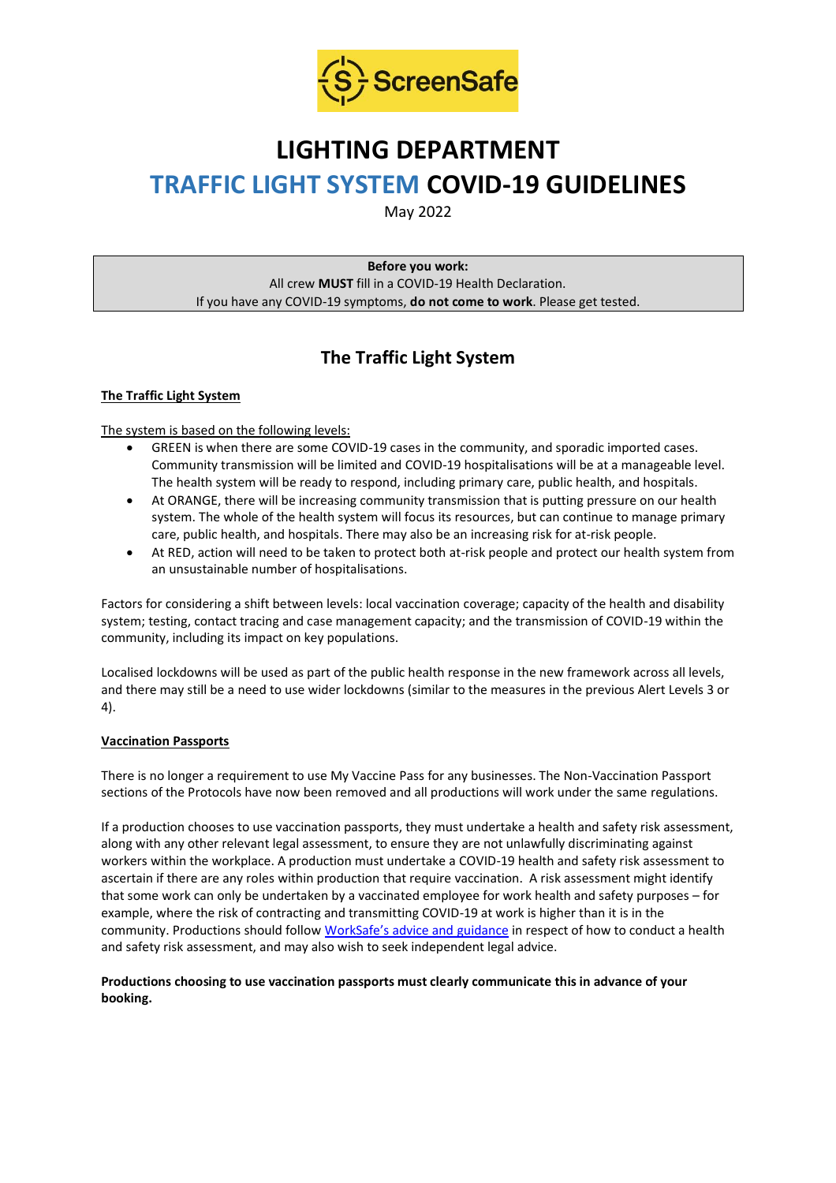ScreenSafe

# LIGHTING DEPARTMENT

# TRAFFIC LIGHT SYSTEM COVID-19 GUIDELINES

May 2022

**Before you work:**
All crew **MUST** fill in a COVID-19 Health Declaration.
If you have any COVID-19 symptoms, **do not come to work**. Please get tested.

## The Traffic Light System

### The Traffic Light System

The system is based on the following levels:

- GREEN is when there are some COVID-19 cases in the community, and sporadic imported cases. Community transmission will be limited and COVID-19 hospitalisations will be at a manageable level. The health system will be ready to respond, including primary care, public health, and hospitals.
- At ORANGE, there will be increasing community transmission that is putting pressure on our health system. The whole of the health system will focus its resources, but can continue to manage primary care, public health, and hospitals. There may also be an increasing risk for at-risk people.
- At RED, action will need to be taken to protect both at-risk people and protect our health system from an unsustainable number of hospitalisations.

Factors for considering a shift between levels: local vaccination coverage; capacity of the health and disability system; testing, contact tracing and case management capacity; and the transmission of COVID-19 within the community, including its impact on key populations.

Localised lockdowns will be used as part of the public health response in the new framework across all levels, and there may still be a need to use wider lockdowns (similar to the measures in the previous Alert Levels 3 or 4).

### Vaccination Passports

There is no longer a requirement to use My Vaccine Pass for any businesses. The Non-Vaccination Passport sections of the Protocols have now been removed and all productions will work under the same regulations.

If a production chooses to use vaccination passports, they must undertake a health and safety risk assessment, along with any other relevant legal assessment, to ensure they are not unlawfully discriminating against workers within the workplace. A production must undertake a COVID-19 health and safety risk assessment to ascertain if there are any roles within production that require vaccination. A risk assessment might identify that some work can only be undertaken by a vaccinated employee for work health and safety purposes – for example, where the risk of contracting and transmitting COVID-19 at work is higher than it is in the community. Productions should follow WorkSafe's advice and guidance in respect of how to conduct a health and safety risk assessment, and may also wish to seek independent legal advice.

**Productions choosing to use vaccination passports must clearly communicate this in advance of your booking.**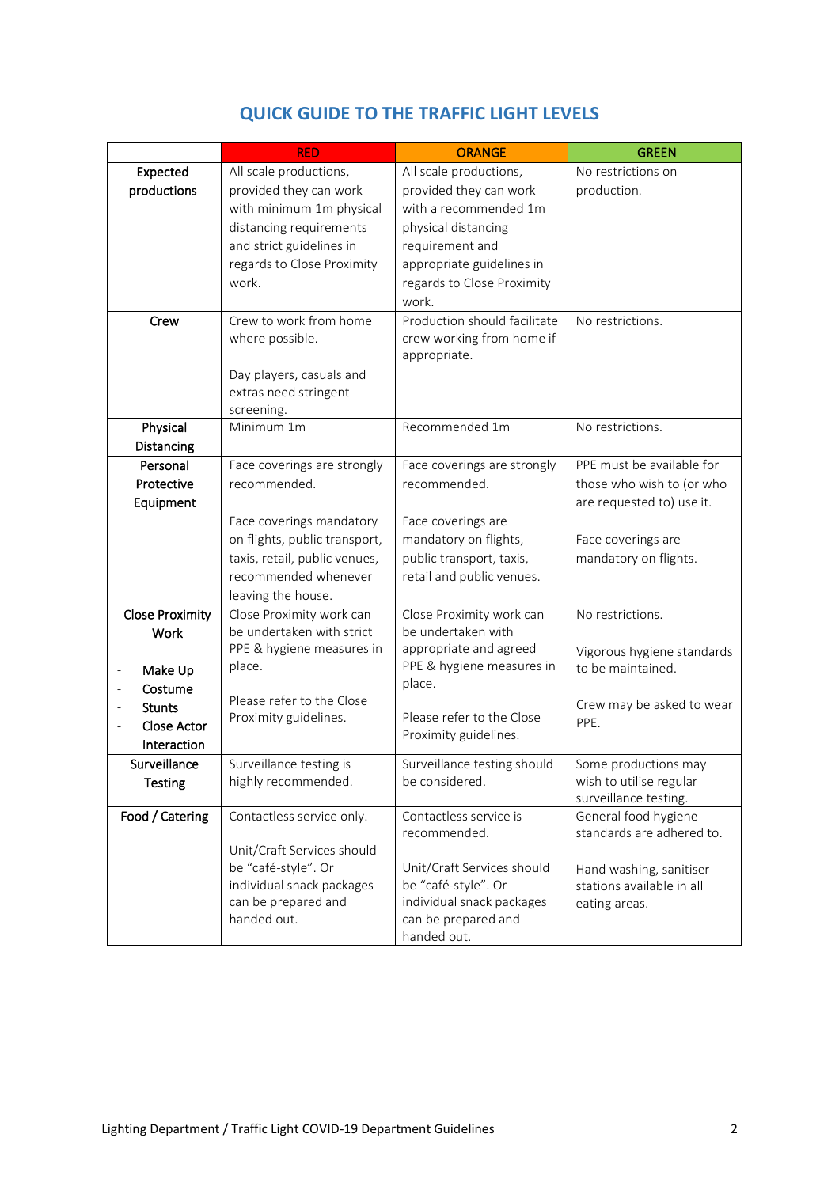## QUICK GUIDE TO THE TRAFFIC LIGHT LEVELS

| | RED | ORANGE | GREEN |
|---|---|---|---|
| **Expected productions** | All scale productions, provided they can work with minimum 1m physical distancing requirements and strict guidelines in regards to Close Proximity work. | All scale productions, provided they can work with a recommended 1m physical distancing requirement and appropriate guidelines in regards to Close Proximity work. | No restrictions on production. |
| **Crew** | Crew to work from home where possible.<br><br>Day players, casuals and extras need stringent screening. | Production should facilitate crew working from home if appropriate. | No restrictions. |
| **Physical Distancing** | Minimum 1m | Recommended 1m | No restrictions. |
| **Personal Protective Equipment** | Face coverings are strongly recommended.<br><br>Face coverings mandatory on flights, public transport, taxis, retail, public venues, recommended whenever leaving the house. | Face coverings are strongly recommended.<br><br>Face coverings are mandatory on flights, public transport, taxis, retail and public venues. | PPE must be available for those who wish to (or who are requested to) use it.<br><br>Face coverings are mandatory on flights. |
| **Close Proximity Work**<br><br>- Make Up<br>- Costume<br>- Stunts<br>- Close Actor Interaction | Close Proximity work can be undertaken with strict PPE & hygiene measures in place.<br><br>Please refer to the Close Proximity guidelines. | Close Proximity work can be undertaken with appropriate and agreed PPE & hygiene measures in place.<br><br>Please refer to the Close Proximity guidelines. | No restrictions.<br><br>Vigorous hygiene standards to be maintained.<br><br>Crew may be asked to wear PPE. |
| **Surveillance Testing** | Surveillance testing is highly recommended. | Surveillance testing should be considered. | Some productions may wish to utilise regular surveillance testing. |
| **Food / Catering** | Contactless service only.<br><br>Unit/Craft Services should be "café-style". Or individual snack packages can be prepared and handed out. | Contactless service is recommended.<br><br>Unit/Craft Services should be "café-style". Or individual snack packages can be prepared and handed out. | General food hygiene standards are adhered to.<br><br>Hand washing, sanitiser stations available in all eating areas. |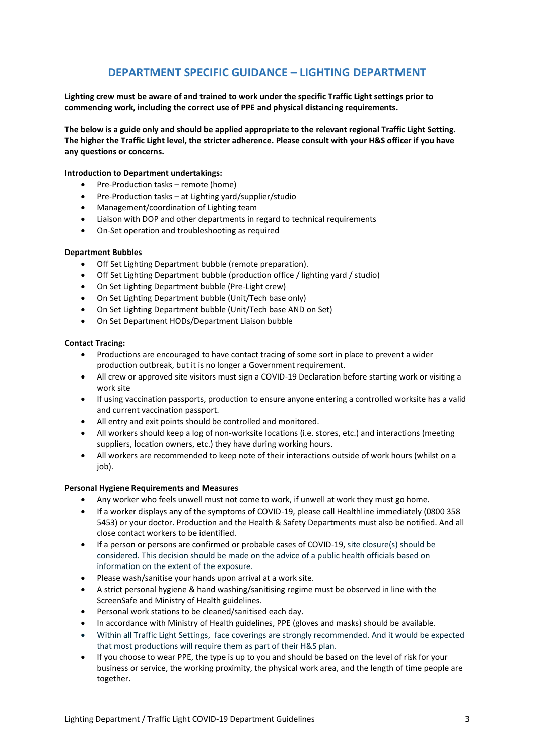## DEPARTMENT SPECIFIC GUIDANCE – LIGHTING DEPARTMENT

**Lighting crew must be aware of and trained to work under the specific Traffic Light settings prior to commencing work, including the correct use of PPE and physical distancing requirements.**

**The below is a guide only and should be applied appropriate to the relevant regional Traffic Light Setting. The higher the Traffic Light level, the stricter adherence. Please consult with your H&S officer if you have any questions or concerns.**

**Introduction to Department undertakings:**

- Pre-Production tasks – remote (home)
- Pre-Production tasks – at Lighting yard/supplier/studio
- Management/coordination of Lighting team
- Liaison with DOP and other departments in regard to technical requirements
- On-Set operation and troubleshooting as required

**Department Bubbles**

- Off Set Lighting Department bubble (remote preparation).
- Off Set Lighting Department bubble (production office / lighting yard / studio)
- On Set Lighting Department bubble (Pre-Light crew)
- On Set Lighting Department bubble (Unit/Tech base only)
- On Set Lighting Department bubble (Unit/Tech base AND on Set)
- On Set Department HODs/Department Liaison bubble

**Contact Tracing:**

- Productions are encouraged to have contact tracing of some sort in place to prevent a wider production outbreak, but it is no longer a Government requirement.
- All crew or approved site visitors must sign a COVID-19 Declaration before starting work or visiting a work site
- If using vaccination passports, production to ensure anyone entering a controlled worksite has a valid and current vaccination passport.
- All entry and exit points should be controlled and monitored.
- All workers should keep a log of non-worksite locations (i.e. stores, etc.) and interactions (meeting suppliers, location owners, etc.) they have during working hours.
- All workers are recommended to keep note of their interactions outside of work hours (whilst on a job).

**Personal Hygiene Requirements and Measures**

- Any worker who feels unwell must not come to work, if unwell at work they must go home.
- If a worker displays any of the symptoms of COVID-19, please call Healthline immediately (0800 358 5453) or your doctor. Production and the Health & Safety Departments must also be notified. And all close contact workers to be identified.
- If a person or persons are confirmed or probable cases of COVID-19, site closure(s) should be considered. This decision should be made on the advice of a public health officials based on information on the extent of the exposure.
- Please wash/sanitise your hands upon arrival at a work site.
- A strict personal hygiene & hand washing/sanitising regime must be observed in line with the ScreenSafe and Ministry of Health guidelines.
- Personal work stations to be cleaned/sanitised each day.
- In accordance with Ministry of Health guidelines, PPE (gloves and masks) should be available.
- Within all Traffic Light Settings, face coverings are strongly recommended. And it would be expected that most productions will require them as part of their H&S plan.
- If you choose to wear PPE, the type is up to you and should be based on the level of risk for your business or service, the working proximity, the physical work area, and the length of time people are together.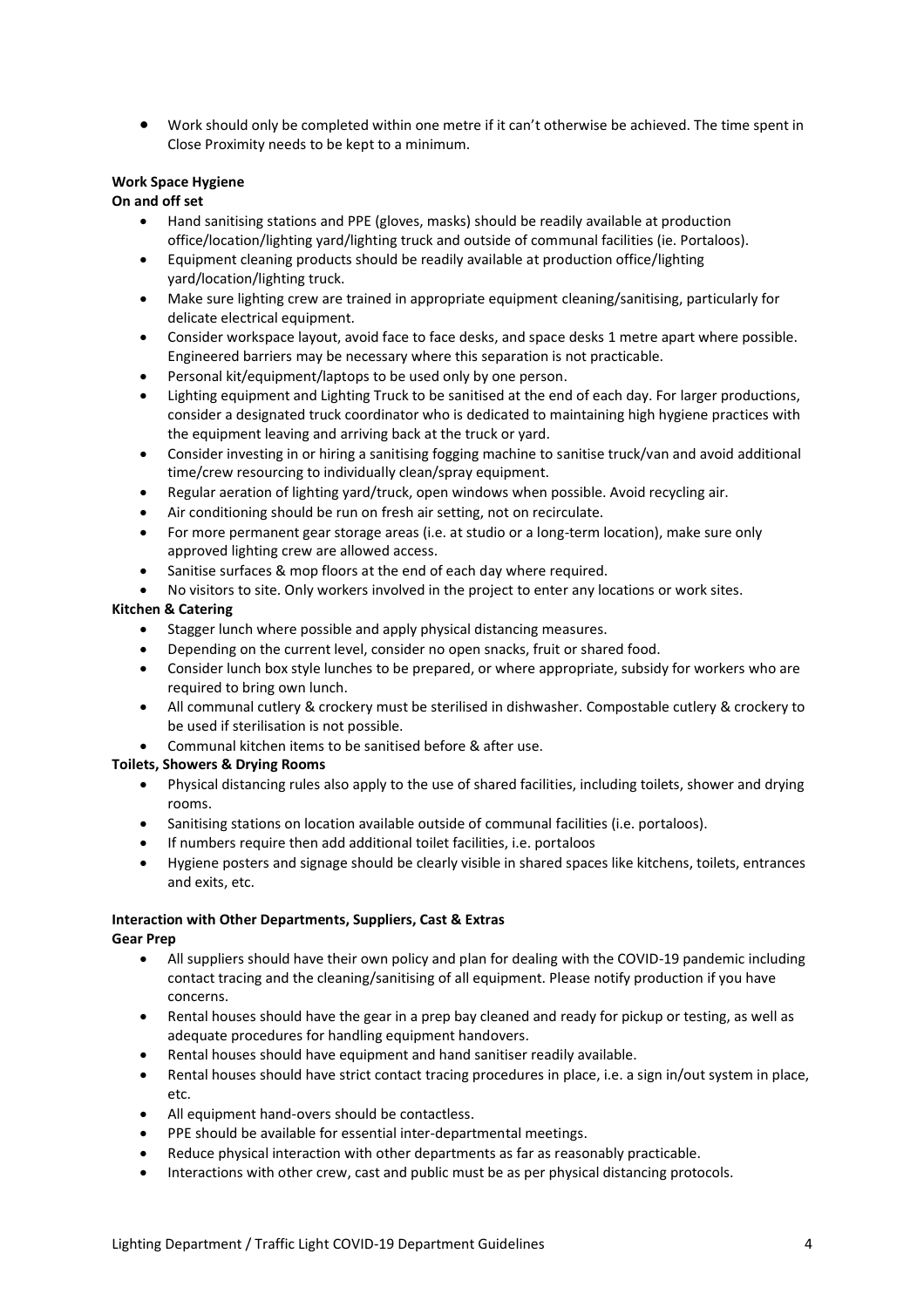- Work should only be completed within one metre if it can't otherwise be achieved. The time spent in Close Proximity needs to be kept to a minimum.

**Work Space Hygiene**

**On and off set**

- Hand sanitising stations and PPE (gloves, masks) should be readily available at production office/location/lighting yard/lighting truck and outside of communal facilities (ie. Portaloos).
- Equipment cleaning products should be readily available at production office/lighting yard/location/lighting truck.
- Make sure lighting crew are trained in appropriate equipment cleaning/sanitising, particularly for delicate electrical equipment.
- Consider workspace layout, avoid face to face desks, and space desks 1 metre apart where possible. Engineered barriers may be necessary where this separation is not practicable.
- Personal kit/equipment/laptops to be used only by one person.
- Lighting equipment and Lighting Truck to be sanitised at the end of each day. For larger productions, consider a designated truck coordinator who is dedicated to maintaining high hygiene practices with the equipment leaving and arriving back at the truck or yard.
- Consider investing in or hiring a sanitising fogging machine to sanitise truck/van and avoid additional time/crew resourcing to individually clean/spray equipment.
- Regular aeration of lighting yard/truck, open windows when possible. Avoid recycling air.
- Air conditioning should be run on fresh air setting, not on recirculate.
- For more permanent gear storage areas (i.e. at studio or a long-term location), make sure only approved lighting crew are allowed access.
- Sanitise surfaces & mop floors at the end of each day where required.
- No visitors to site. Only workers involved in the project to enter any locations or work sites.

**Kitchen & Catering**

- Stagger lunch where possible and apply physical distancing measures.
- Depending on the current level, consider no open snacks, fruit or shared food.
- Consider lunch box style lunches to be prepared, or where appropriate, subsidy for workers who are required to bring own lunch.
- All communal cutlery & crockery must be sterilised in dishwasher. Compostable cutlery & crockery to be used if sterilisation is not possible.
- Communal kitchen items to be sanitised before & after use.

**Toilets, Showers & Drying Rooms**

- Physical distancing rules also apply to the use of shared facilities, including toilets, shower and drying rooms.
- Sanitising stations on location available outside of communal facilities (i.e. portaloos).
- If numbers require then add additional toilet facilities, i.e. portaloos
- Hygiene posters and signage should be clearly visible in shared spaces like kitchens, toilets, entrances and exits, etc.

**Interaction with Other Departments, Suppliers, Cast & Extras**

**Gear Prep**

- All suppliers should have their own policy and plan for dealing with the COVID-19 pandemic including contact tracing and the cleaning/sanitising of all equipment. Please notify production if you have concerns.
- Rental houses should have the gear in a prep bay cleaned and ready for pickup or testing, as well as adequate procedures for handling equipment handovers.
- Rental houses should have equipment and hand sanitiser readily available.
- Rental houses should have strict contact tracing procedures in place, i.e. a sign in/out system in place, etc.
- All equipment hand-overs should be contactless.
- PPE should be available for essential inter-departmental meetings.
- Reduce physical interaction with other departments as far as reasonably practicable.
- Interactions with other crew, cast and public must be as per physical distancing protocols.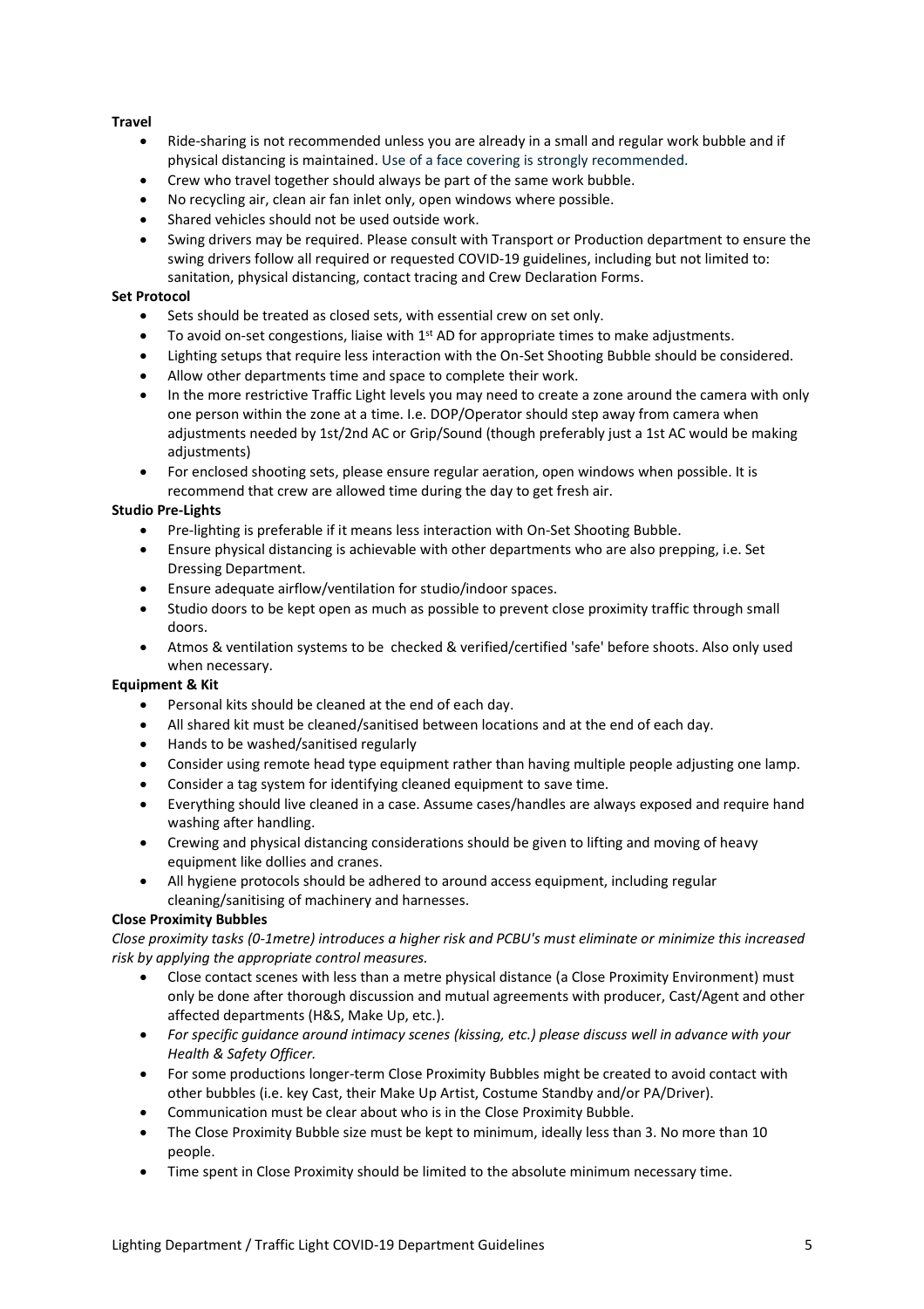**Travel**

- Ride-sharing is not recommended unless you are already in a small and regular work bubble and if physical distancing is maintained. Use of a face covering is strongly recommended.
- Crew who travel together should always be part of the same work bubble.
- No recycling air, clean air fan inlet only, open windows where possible.
- Shared vehicles should not be used outside work.
- Swing drivers may be required. Please consult with Transport or Production department to ensure the swing drivers follow all required or requested COVID-19 guidelines, including but not limited to: sanitation, physical distancing, contact tracing and Crew Declaration Forms.

**Set Protocol**

- Sets should be treated as closed sets, with essential crew on set only.
- To avoid on-set congestions, liaise with 1st AD for appropriate times to make adjustments.
- Lighting setups that require less interaction with the On-Set Shooting Bubble should be considered.
- Allow other departments time and space to complete their work.
- In the more restrictive Traffic Light levels you may need to create a zone around the camera with only one person within the zone at a time. I.e. DOP/Operator should step away from camera when adjustments needed by 1st/2nd AC or Grip/Sound (though preferably just a 1st AC would be making adjustments)
- For enclosed shooting sets, please ensure regular aeration, open windows when possible. It is recommend that crew are allowed time during the day to get fresh air.

**Studio Pre-Lights**

- Pre-lighting is preferable if it means less interaction with On-Set Shooting Bubble.
- Ensure physical distancing is achievable with other departments who are also prepping, i.e. Set Dressing Department.
- Ensure adequate airflow/ventilation for studio/indoor spaces.
- Studio doors to be kept open as much as possible to prevent close proximity traffic through small doors.
- Atmos & ventilation systems to be checked & verified/certified 'safe' before shoots. Also only used when necessary.

**Equipment & Kit**

- Personal kits should be cleaned at the end of each day.
- All shared kit must be cleaned/sanitised between locations and at the end of each day.
- Hands to be washed/sanitised regularly
- Consider using remote head type equipment rather than having multiple people adjusting one lamp.
- Consider a tag system for identifying cleaned equipment to save time.
- Everything should live cleaned in a case. Assume cases/handles are always exposed and require hand washing after handling.
- Crewing and physical distancing considerations should be given to lifting and moving of heavy equipment like dollies and cranes.
- All hygiene protocols should be adhered to around access equipment, including regular cleaning/sanitising of machinery and harnesses.

**Close Proximity Bubbles**

*Close proximity tasks (0-1metre) introduces a higher risk and PCBU's must eliminate or minimize this increased risk by applying the appropriate control measures.*

- Close contact scenes with less than a metre physical distance (a Close Proximity Environment) must only be done after thorough discussion and mutual agreements with producer, Cast/Agent and other affected departments (H&S, Make Up, etc.).
- *For specific guidance around intimacy scenes (kissing, etc.) please discuss well in advance with your Health & Safety Officer.*
- For some productions longer-term Close Proximity Bubbles might be created to avoid contact with other bubbles (i.e. key Cast, their Make Up Artist, Costume Standby and/or PA/Driver).
- Communication must be clear about who is in the Close Proximity Bubble.
- The Close Proximity Bubble size must be kept to minimum, ideally less than 3. No more than 10 people.
- Time spent in Close Proximity should be limited to the absolute minimum necessary time.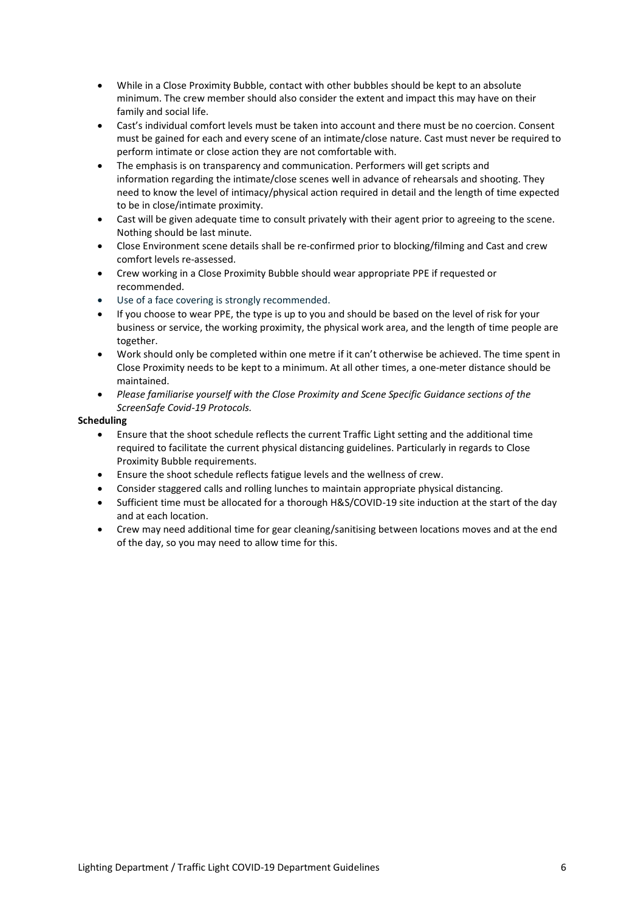- While in a Close Proximity Bubble, contact with other bubbles should be kept to an absolute minimum. The crew member should also consider the extent and impact this may have on their family and social life.
- Cast's individual comfort levels must be taken into account and there must be no coercion. Consent must be gained for each and every scene of an intimate/close nature. Cast must never be required to perform intimate or close action they are not comfortable with.
- The emphasis is on transparency and communication. Performers will get scripts and information regarding the intimate/close scenes well in advance of rehearsals and shooting. They need to know the level of intimacy/physical action required in detail and the length of time expected to be in close/intimate proximity.
- Cast will be given adequate time to consult privately with their agent prior to agreeing to the scene. Nothing should be last minute.
- Close Environment scene details shall be re-confirmed prior to blocking/filming and Cast and crew comfort levels re-assessed.
- Crew working in a Close Proximity Bubble should wear appropriate PPE if requested or recommended.
- Use of a face covering is strongly recommended.
- If you choose to wear PPE, the type is up to you and should be based on the level of risk for your business or service, the working proximity, the physical work area, and the length of time people are together.
- Work should only be completed within one metre if it can't otherwise be achieved. The time spent in Close Proximity needs to be kept to a minimum. At all other times, a one-meter distance should be maintained.
- *Please familiarise yourself with the Close Proximity and Scene Specific Guidance sections of the ScreenSafe Covid-19 Protocols.*

**Scheduling**

- Ensure that the shoot schedule reflects the current Traffic Light setting and the additional time required to facilitate the current physical distancing guidelines. Particularly in regards to Close Proximity Bubble requirements.
- Ensure the shoot schedule reflects fatigue levels and the wellness of crew.
- Consider staggered calls and rolling lunches to maintain appropriate physical distancing.
- Sufficient time must be allocated for a thorough H&S/COVID-19 site induction at the start of the day and at each location.
- Crew may need additional time for gear cleaning/sanitising between locations moves and at the end of the day, so you may need to allow time for this.